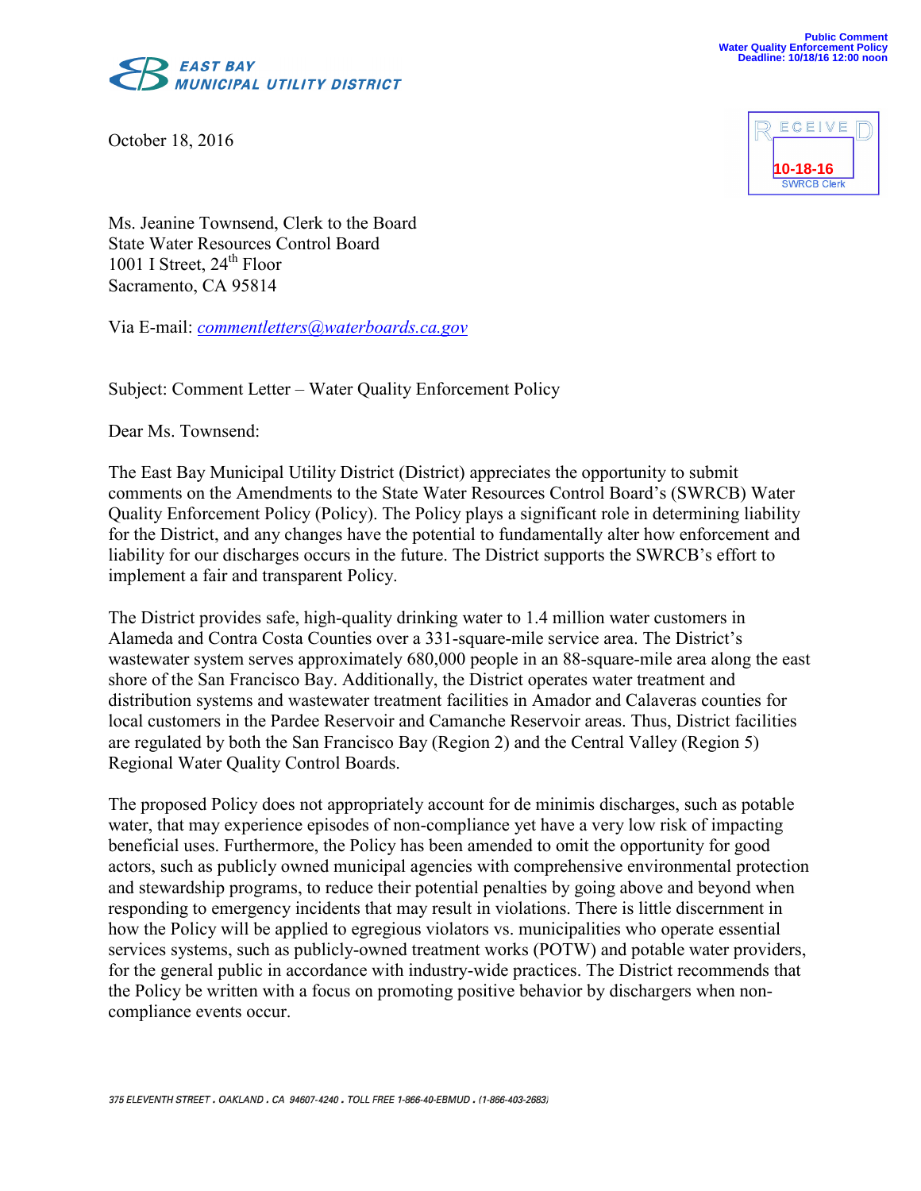**EAST BAY MUNICIPAL UTILITY DISTRICT**

Public Comment
Water Quality Enforcement Policy
Deadline: 10/18/16 12:00 noon

RECEIVED
10-18-16
SWRCB Clerk

October 18, 2016

Ms. Jeanine Townsend, Clerk to the Board
State Water Resources Control Board
1001 I Street, 24th Floor
Sacramento, CA 95814

Via E-mail: *commentletters@waterboards.ca.gov*

Subject: Comment Letter – Water Quality Enforcement Policy

Dear Ms. Townsend:

The East Bay Municipal Utility District (District) appreciates the opportunity to submit comments on the Amendments to the State Water Resources Control Board's (SWRCB) Water Quality Enforcement Policy (Policy). The Policy plays a significant role in determining liability for the District, and any changes have the potential to fundamentally alter how enforcement and liability for our discharges occurs in the future. The District supports the SWRCB's effort to implement a fair and transparent Policy.

The District provides safe, high-quality drinking water to 1.4 million water customers in Alameda and Contra Costa Counties over a 331-square-mile service area. The District's wastewater system serves approximately 680,000 people in an 88-square-mile area along the east shore of the San Francisco Bay. Additionally, the District operates water treatment and distribution systems and wastewater treatment facilities in Amador and Calaveras counties for local customers in the Pardee Reservoir and Camanche Reservoir areas. Thus, District facilities are regulated by both the San Francisco Bay (Region 2) and the Central Valley (Region 5) Regional Water Quality Control Boards.

The proposed Policy does not appropriately account for de minimis discharges, such as potable water, that may experience episodes of non-compliance yet have a very low risk of impacting beneficial uses. Furthermore, the Policy has been amended to omit the opportunity for good actors, such as publicly owned municipal agencies with comprehensive environmental protection and stewardship programs, to reduce their potential penalties by going above and beyond when responding to emergency incidents that may result in violations. There is little discernment in how the Policy will be applied to egregious violators vs. municipalities who operate essential services systems, such as publicly-owned treatment works (POTW) and potable water providers, for the general public in accordance with industry-wide practices. The District recommends that the Policy be written with a focus on promoting positive behavior by dischargers when non-compliance events occur.

375 ELEVENTH STREET . OAKLAND . CA 94607-4240 . TOLL FREE 1-866-40-EBMUD . (1-866-403-2683)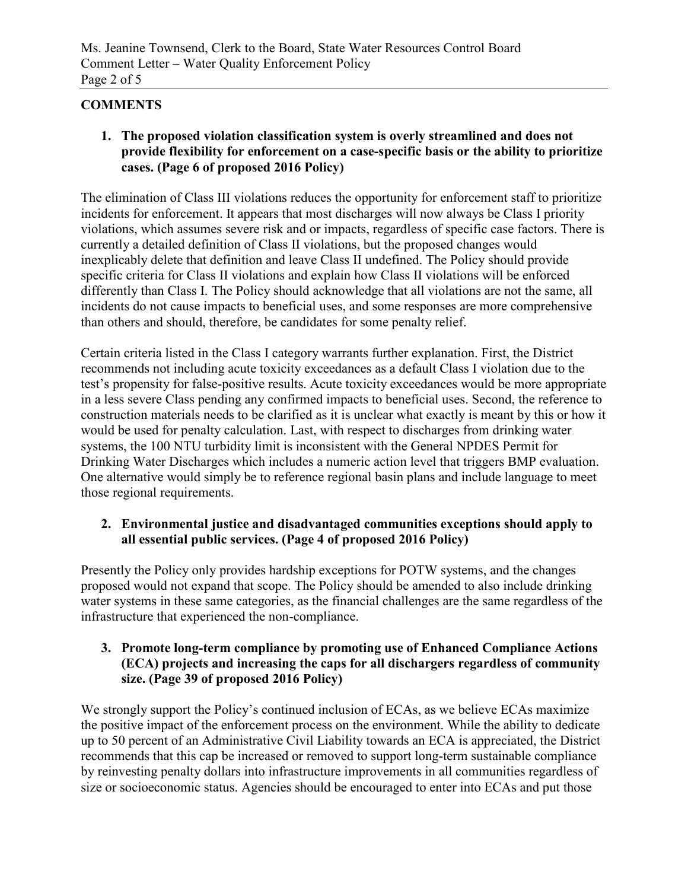## COMMENTS

**1. The proposed violation classification system is overly streamlined and does not provide flexibility for enforcement on a case-specific basis or the ability to prioritize cases. (Page 6 of proposed 2016 Policy)**

The elimination of Class III violations reduces the opportunity for enforcement staff to prioritize incidents for enforcement. It appears that most discharges will now always be Class I priority violations, which assumes severe risk and or impacts, regardless of specific case factors. There is currently a detailed definition of Class II violations, but the proposed changes would inexplicably delete that definition and leave Class II undefined. The Policy should provide specific criteria for Class II violations and explain how Class II violations will be enforced differently than Class I. The Policy should acknowledge that all violations are not the same, all incidents do not cause impacts to beneficial uses, and some responses are more comprehensive than others and should, therefore, be candidates for some penalty relief.

Certain criteria listed in the Class I category warrants further explanation. First, the District recommends not including acute toxicity exceedances as a default Class I violation due to the test's propensity for false-positive results. Acute toxicity exceedances would be more appropriate in a less severe Class pending any confirmed impacts to beneficial uses. Second, the reference to construction materials needs to be clarified as it is unclear what exactly is meant by this or how it would be used for penalty calculation. Last, with respect to discharges from drinking water systems, the 100 NTU turbidity limit is inconsistent with the General NPDES Permit for Drinking Water Discharges which includes a numeric action level that triggers BMP evaluation. One alternative would simply be to reference regional basin plans and include language to meet those regional requirements.

**2. Environmental justice and disadvantaged communities exceptions should apply to all essential public services. (Page 4 of proposed 2016 Policy)**

Presently the Policy only provides hardship exceptions for POTW systems, and the changes proposed would not expand that scope. The Policy should be amended to also include drinking water systems in these same categories, as the financial challenges are the same regardless of the infrastructure that experienced the non-compliance.

**3. Promote long-term compliance by promoting use of Enhanced Compliance Actions (ECA) projects and increasing the caps for all dischargers regardless of community size. (Page 39 of proposed 2016 Policy)**

We strongly support the Policy's continued inclusion of ECAs, as we believe ECAs maximize the positive impact of the enforcement process on the environment. While the ability to dedicate up to 50 percent of an Administrative Civil Liability towards an ECA is appreciated, the District recommends that this cap be increased or removed to support long-term sustainable compliance by reinvesting penalty dollars into infrastructure improvements in all communities regardless of size or socioeconomic status. Agencies should be encouraged to enter into ECAs and put those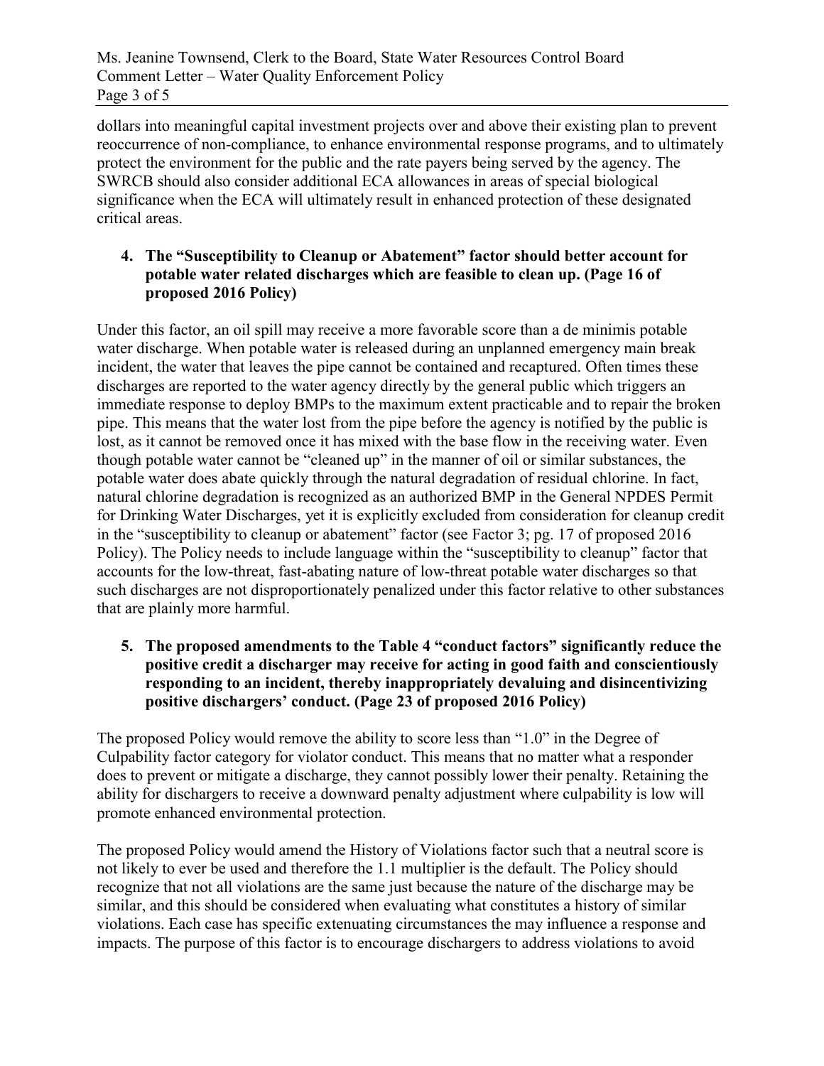dollars into meaningful capital investment projects over and above their existing plan to prevent reoccurrence of non-compliance, to enhance environmental response programs, and to ultimately protect the environment for the public and the rate payers being served by the agency. The SWRCB should also consider additional ECA allowances in areas of special biological significance when the ECA will ultimately result in enhanced protection of these designated critical areas.

4. **The "Susceptibility to Cleanup or Abatement" factor should better account for potable water related discharges which are feasible to clean up. (Page 16 of proposed 2016 Policy)**

Under this factor, an oil spill may receive a more favorable score than a de minimis potable water discharge. When potable water is released during an unplanned emergency main break incident, the water that leaves the pipe cannot be contained and recaptured. Often times these discharges are reported to the water agency directly by the general public which triggers an immediate response to deploy BMPs to the maximum extent practicable and to repair the broken pipe. This means that the water lost from the pipe before the agency is notified by the public is lost, as it cannot be removed once it has mixed with the base flow in the receiving water. Even though potable water cannot be "cleaned up" in the manner of oil or similar substances, the potable water does abate quickly through the natural degradation of residual chlorine. In fact, natural chlorine degradation is recognized as an authorized BMP in the General NPDES Permit for Drinking Water Discharges, yet it is explicitly excluded from consideration for cleanup credit in the "susceptibility to cleanup or abatement" factor (see Factor 3; pg. 17 of proposed 2016 Policy). The Policy needs to include language within the "susceptibility to cleanup" factor that accounts for the low-threat, fast-abating nature of low-threat potable water discharges so that such discharges are not disproportionately penalized under this factor relative to other substances that are plainly more harmful.

5. **The proposed amendments to the Table 4 "conduct factors" significantly reduce the positive credit a discharger may receive for acting in good faith and conscientiously responding to an incident, thereby inappropriately devaluing and disincentivizing positive dischargers' conduct. (Page 23 of proposed 2016 Policy)**

The proposed Policy would remove the ability to score less than "1.0" in the Degree of Culpability factor category for violator conduct. This means that no matter what a responder does to prevent or mitigate a discharge, they cannot possibly lower their penalty. Retaining the ability for dischargers to receive a downward penalty adjustment where culpability is low will promote enhanced environmental protection.

The proposed Policy would amend the History of Violations factor such that a neutral score is not likely to ever be used and therefore the 1.1 multiplier is the default. The Policy should recognize that not all violations are the same just because the nature of the discharge may be similar, and this should be considered when evaluating what constitutes a history of similar violations. Each case has specific extenuating circumstances the may influence a response and impacts. The purpose of this factor is to encourage dischargers to address violations to avoid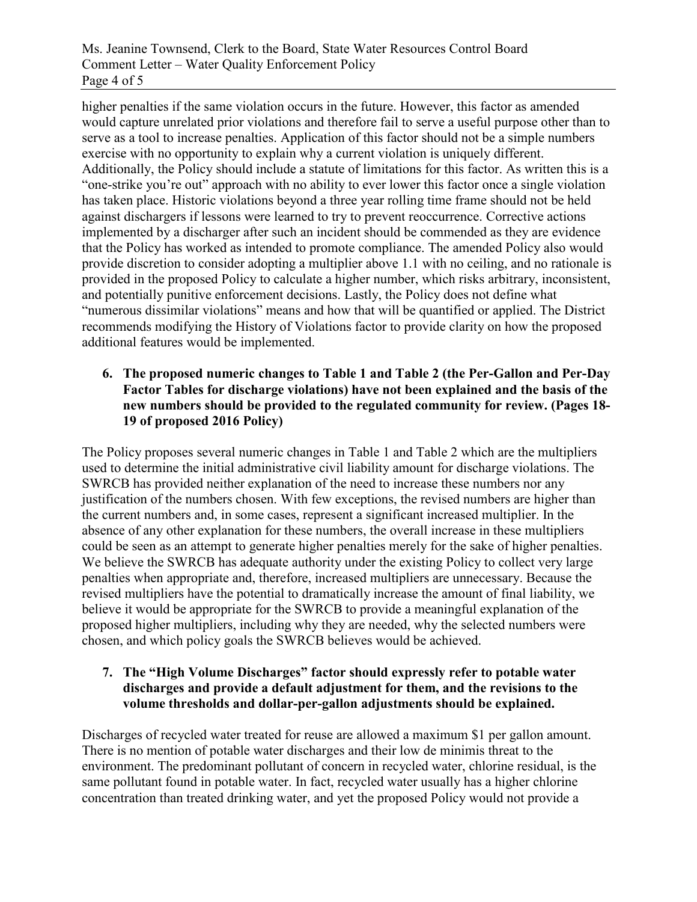higher penalties if the same violation occurs in the future. However, this factor as amended would capture unrelated prior violations and therefore fail to serve a useful purpose other than to serve as a tool to increase penalties. Application of this factor should not be a simple numbers exercise with no opportunity to explain why a current violation is uniquely different. Additionally, the Policy should include a statute of limitations for this factor. As written this is a "one-strike you're out" approach with no ability to ever lower this factor once a single violation has taken place. Historic violations beyond a three year rolling time frame should not be held against dischargers if lessons were learned to try to prevent reoccurrence. Corrective actions implemented by a discharger after such an incident should be commended as they are evidence that the Policy has worked as intended to promote compliance. The amended Policy also would provide discretion to consider adopting a multiplier above 1.1 with no ceiling, and no rationale is provided in the proposed Policy to calculate a higher number, which risks arbitrary, inconsistent, and potentially punitive enforcement decisions. Lastly, the Policy does not define what "numerous dissimilar violations" means and how that will be quantified or applied. The District recommends modifying the History of Violations factor to provide clarity on how the proposed additional features would be implemented.

6. **The proposed numeric changes to Table 1 and Table 2 (the Per-Gallon and Per-Day Factor Tables for discharge violations) have not been explained and the basis of the new numbers should be provided to the regulated community for review. (Pages 18-19 of proposed 2016 Policy)**

The Policy proposes several numeric changes in Table 1 and Table 2 which are the multipliers used to determine the initial administrative civil liability amount for discharge violations. The SWRCB has provided neither explanation of the need to increase these numbers nor any justification of the numbers chosen. With few exceptions, the revised numbers are higher than the current numbers and, in some cases, represent a significant increased multiplier. In the absence of any other explanation for these numbers, the overall increase in these multipliers could be seen as an attempt to generate higher penalties merely for the sake of higher penalties. We believe the SWRCB has adequate authority under the existing Policy to collect very large penalties when appropriate and, therefore, increased multipliers are unnecessary. Because the revised multipliers have the potential to dramatically increase the amount of final liability, we believe it would be appropriate for the SWRCB to provide a meaningful explanation of the proposed higher multipliers, including why they are needed, why the selected numbers were chosen, and which policy goals the SWRCB believes would be achieved.

7. **The "High Volume Discharges" factor should expressly refer to potable water discharges and provide a default adjustment for them, and the revisions to the volume thresholds and dollar-per-gallon adjustments should be explained.**

Discharges of recycled water treated for reuse are allowed a maximum $1 per gallon amount. There is no mention of potable water discharges and their low de minimis threat to the environment. The predominant pollutant of concern in recycled water, chlorine residual, is the same pollutant found in potable water. In fact, recycled water usually has a higher chlorine concentration than treated drinking water, and yet the proposed Policy would not provide a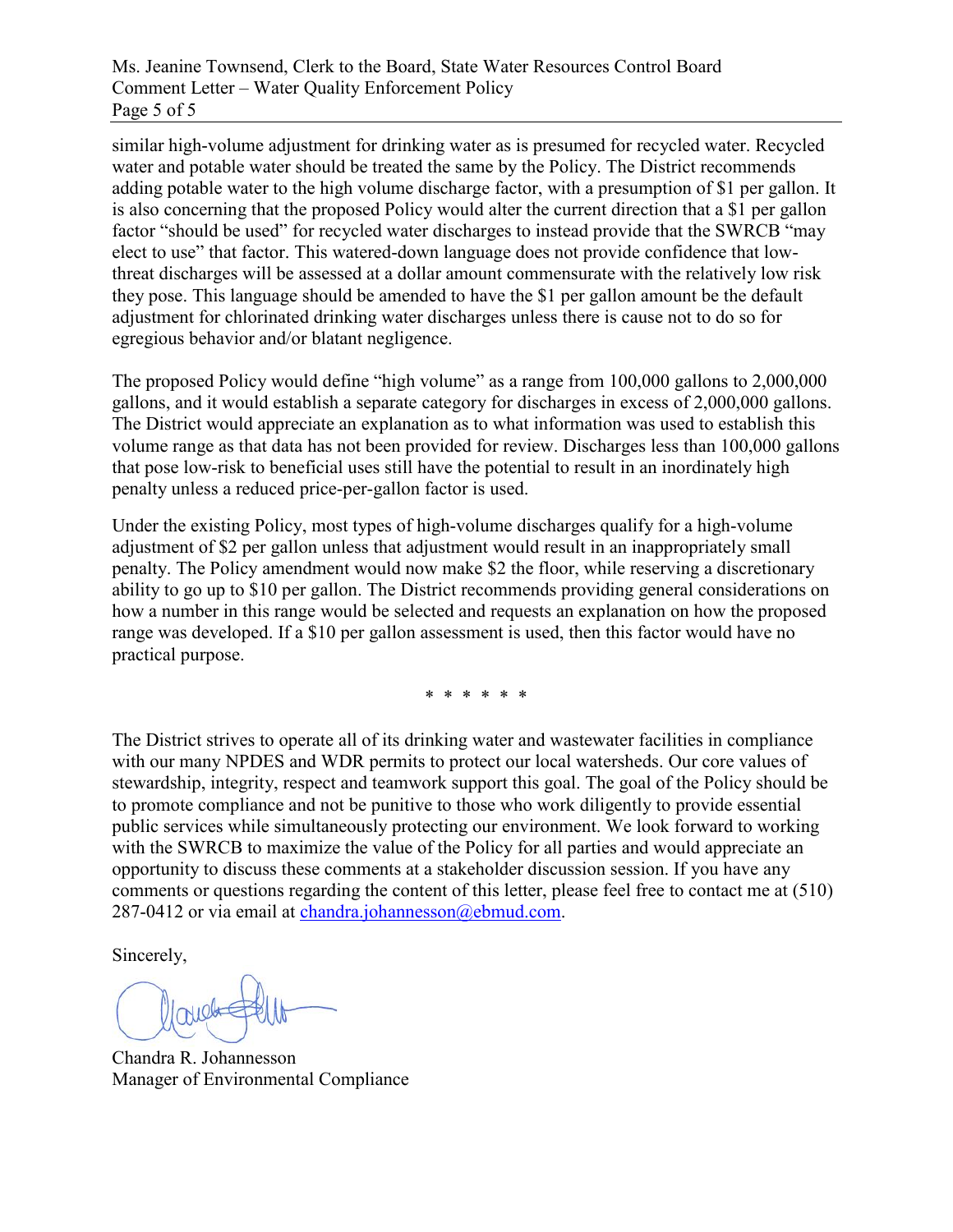similar high-volume adjustment for drinking water as is presumed for recycled water. Recycled water and potable water should be treated the same by the Policy. The District recommends adding potable water to the high volume discharge factor, with a presumption of $1 per gallon. It is also concerning that the proposed Policy would alter the current direction that a $1 per gallon factor "should be used" for recycled water discharges to instead provide that the SWRCB "may elect to use" that factor. This watered-down language does not provide confidence that low-threat discharges will be assessed at a dollar amount commensurate with the relatively low risk they pose. This language should be amended to have the $1 per gallon amount be the default adjustment for chlorinated drinking water discharges unless there is cause not to do so for egregious behavior and/or blatant negligence.

The proposed Policy would define "high volume" as a range from 100,000 gallons to 2,000,000 gallons, and it would establish a separate category for discharges in excess of 2,000,000 gallons. The District would appreciate an explanation as to what information was used to establish this volume range as that data has not been provided for review. Discharges less than 100,000 gallons that pose low-risk to beneficial uses still have the potential to result in an inordinately high penalty unless a reduced price-per-gallon factor is used.

Under the existing Policy, most types of high-volume discharges qualify for a high-volume adjustment of $2 per gallon unless that adjustment would result in an inappropriately small penalty. The Policy amendment would now make $2 the floor, while reserving a discretionary ability to go up to $10 per gallon. The District recommends providing general considerations on how a number in this range would be selected and requests an explanation on how the proposed range was developed. If a $10 per gallon assessment is used, then this factor would have no practical purpose.

* * * * * *

The District strives to operate all of its drinking water and wastewater facilities in compliance with our many NPDES and WDR permits to protect our local watersheds. Our core values of stewardship, integrity, respect and teamwork support this goal. The goal of the Policy should be to promote compliance and not be punitive to those who work diligently to provide essential public services while simultaneously protecting our environment. We look forward to working with the SWRCB to maximize the value of the Policy for all parties and would appreciate an opportunity to discuss these comments at a stakeholder discussion session. If you have any comments or questions regarding the content of this letter, please feel free to contact me at (510) 287-0412 or via email at chandra.johannesson@ebmud.com.

Sincerely,

Chandra R. Johannesson
Manager of Environmental Compliance